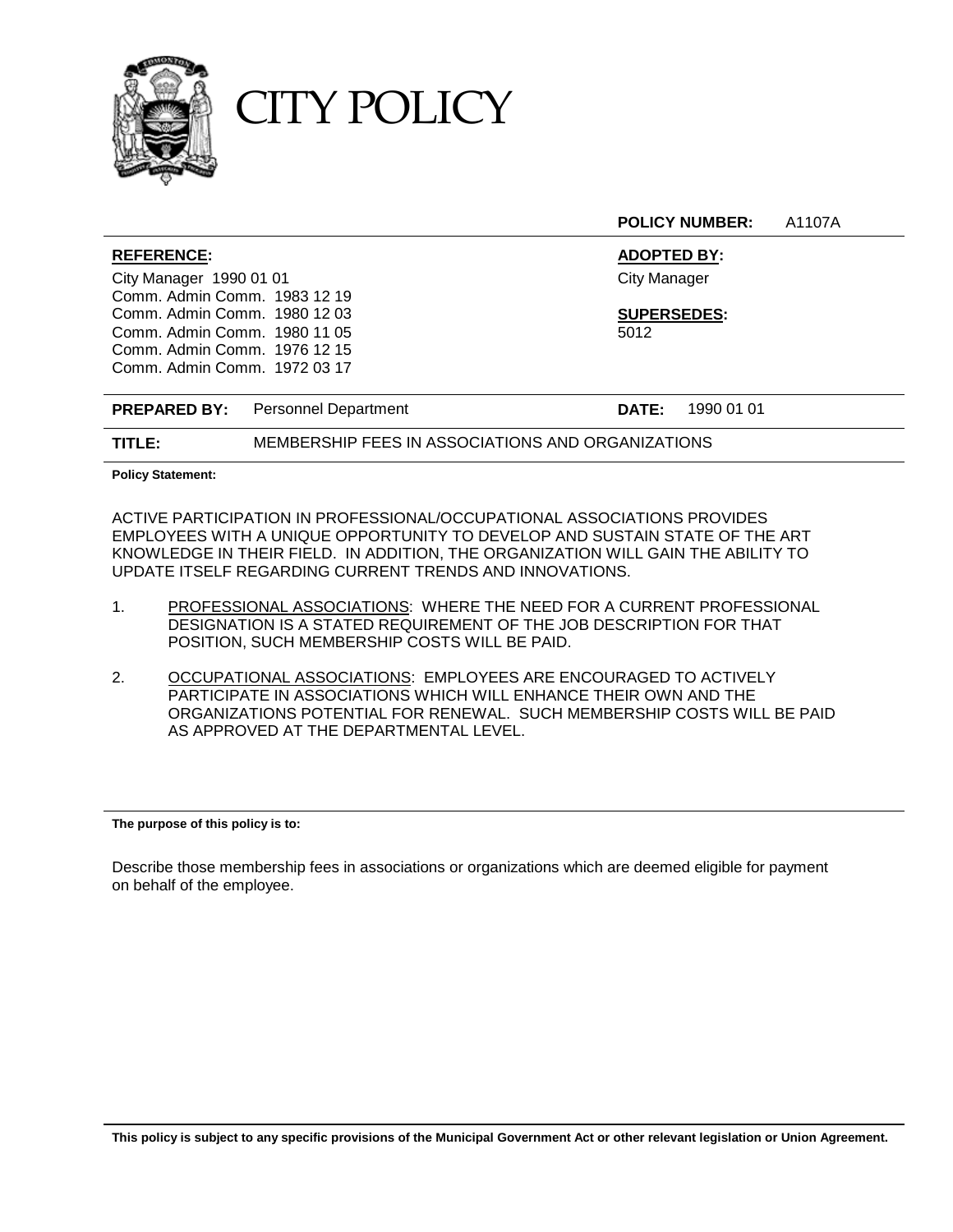# CITY POLICY

**POLICY NUMBER:** A1107A

| | |
|---|---|
| **REFERENCE:**<br>City Manager 1990 01 01<br>Comm. Admin Comm. 1983 12 19<br>Comm. Admin Comm. 1980 12 03<br>Comm. Admin Comm. 1980 11 05<br>Comm. Admin Comm. 1976 12 15<br>Comm. Admin Comm. 1972 03 17 | **ADOPTED BY:**<br>City Manager<br><br>**SUPERSEDES:**<br>5012 |

**PREPARED BY:** Personnel Department **DATE:** 1990 01 01

**TITLE:** MEMBERSHIP FEES IN ASSOCIATIONS AND ORGANIZATIONS

**Policy Statement:**

ACTIVE PARTICIPATION IN PROFESSIONAL/OCCUPATIONAL ASSOCIATIONS PROVIDES EMPLOYEES WITH A UNIQUE OPPORTUNITY TO DEVELOP AND SUSTAIN STATE OF THE ART KNOWLEDGE IN THEIR FIELD. IN ADDITION, THE ORGANIZATION WILL GAIN THE ABILITY TO UPDATE ITSELF REGARDING CURRENT TRENDS AND INNOVATIONS.

1. PROFESSIONAL ASSOCIATIONS: WHERE THE NEED FOR A CURRENT PROFESSIONAL DESIGNATION IS A STATED REQUIREMENT OF THE JOB DESCRIPTION FOR THAT POSITION, SUCH MEMBERSHIP COSTS WILL BE PAID.

2. OCCUPATIONAL ASSOCIATIONS: EMPLOYEES ARE ENCOURAGED TO ACTIVELY PARTICIPATE IN ASSOCIATIONS WHICH WILL ENHANCE THEIR OWN AND THE ORGANIZATIONS POTENTIAL FOR RENEWAL. SUCH MEMBERSHIP COSTS WILL BE PAID AS APPROVED AT THE DEPARTMENTAL LEVEL.

**The purpose of this policy is to:**

Describe those membership fees in associations or organizations which are deemed eligible for payment on behalf of the employee.

**This policy is subject to any specific provisions of the Municipal Government Act or other relevant legislation or Union Agreement.**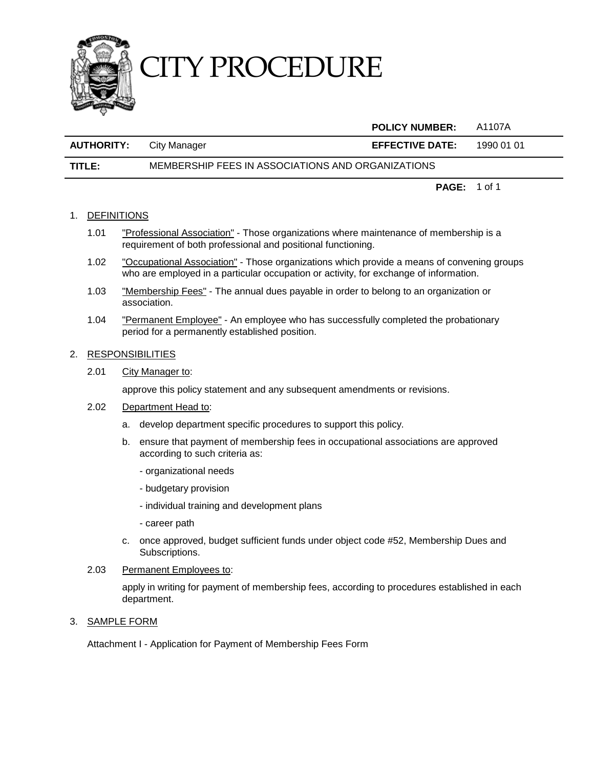# CITY PROCEDURE

| | | POLICY NUMBER: | A1107A |
|---|---|---|---|
| **AUTHORITY:** | City Manager | **EFFECTIVE DATE:** | 1990 01 01 |
| **TITLE:** | MEMBERSHIP FEES IN ASSOCIATIONS AND ORGANIZATIONS | | |

## 1. DEFINITIONS

1.01 "Professional Association" - Those organizations where maintenance of membership is a requirement of both professional and positional functioning.

1.02 "Occupational Association" - Those organizations which provide a means of convening groups who are employed in a particular occupation or activity, for exchange of information.

1.03 "Membership Fees" - The annual dues payable in order to belong to an organization or association.

1.04 "Permanent Employee" - An employee who has successfully completed the probationary period for a permanently established position.

## 2. RESPONSIBILITIES

2.01 City Manager to:

approve this policy statement and any subsequent amendments or revisions.

2.02 Department Head to:

a. develop department specific procedures to support this policy.

b. ensure that payment of membership fees in occupational associations are approved according to such criteria as:

- organizational needs
- budgetary provision
- individual training and development plans
- career path

c. once approved, budget sufficient funds under object code #52, Membership Dues and Subscriptions.

2.03 Permanent Employees to:

apply in writing for payment of membership fees, according to procedures established in each department.

## 3. SAMPLE FORM

Attachment I - Application for Payment of Membership Fees Form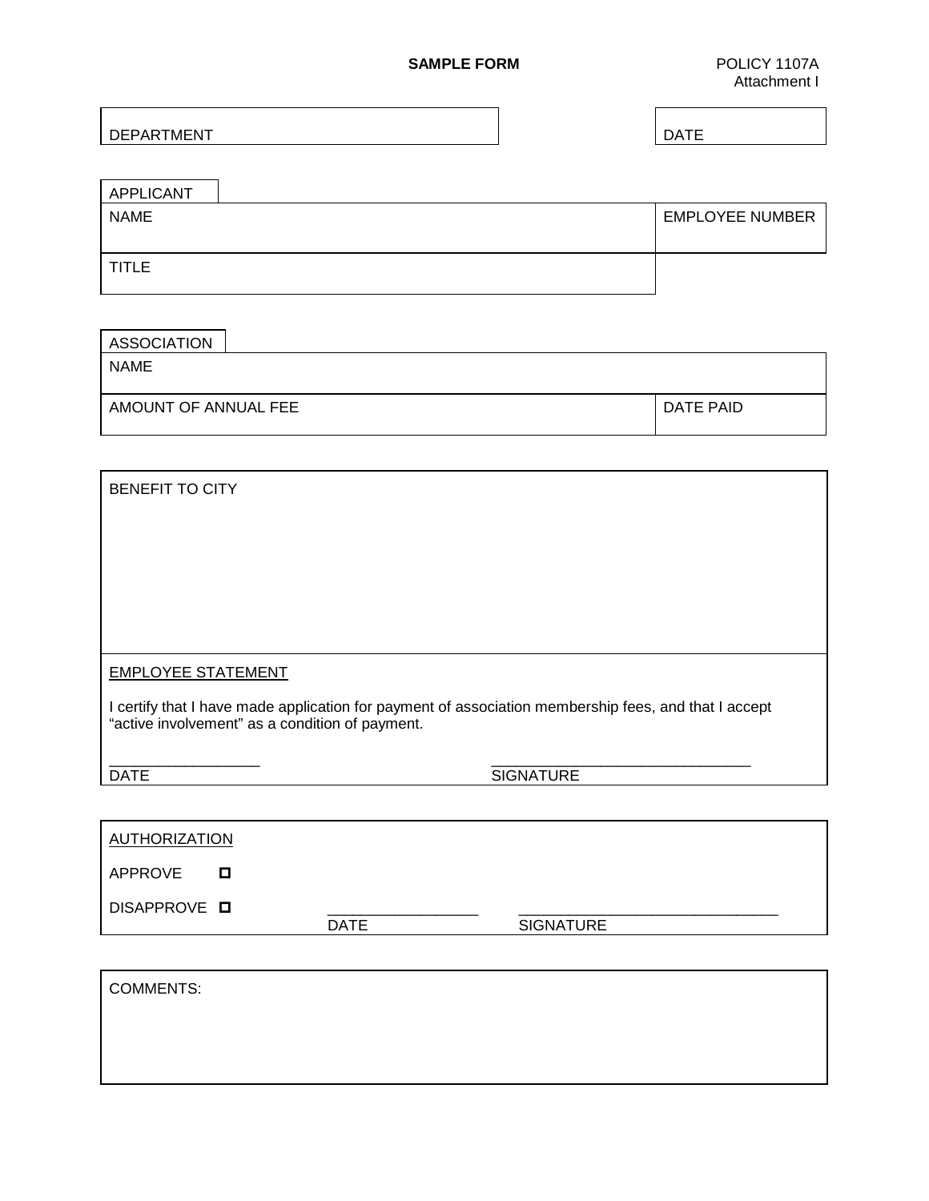**SAMPLE FORM**

POLICY 1107A
Attachment I

| | |
|---|---|
| DEPARTMENT | DATE |

APPLICANT

| | |
|---|---|
| NAME | EMPLOYEE NUMBER |
| TITLE | |

ASSOCIATION

| | |
|---|---|
| NAME | |
| AMOUNT OF ANNUAL FEE | DATE PAID |

BENEFIT TO CITY

EMPLOYEE STATEMENT

I certify that I have made application for payment of association membership fees, and that I accept "active involvement" as a condition of payment.

___________________ ________________________________
DATE SIGNATURE

AUTHORIZATION

APPROVE ☐

DISAPPROVE ☐

___________________ ________________________________
DATE SIGNATURE

COMMENTS: